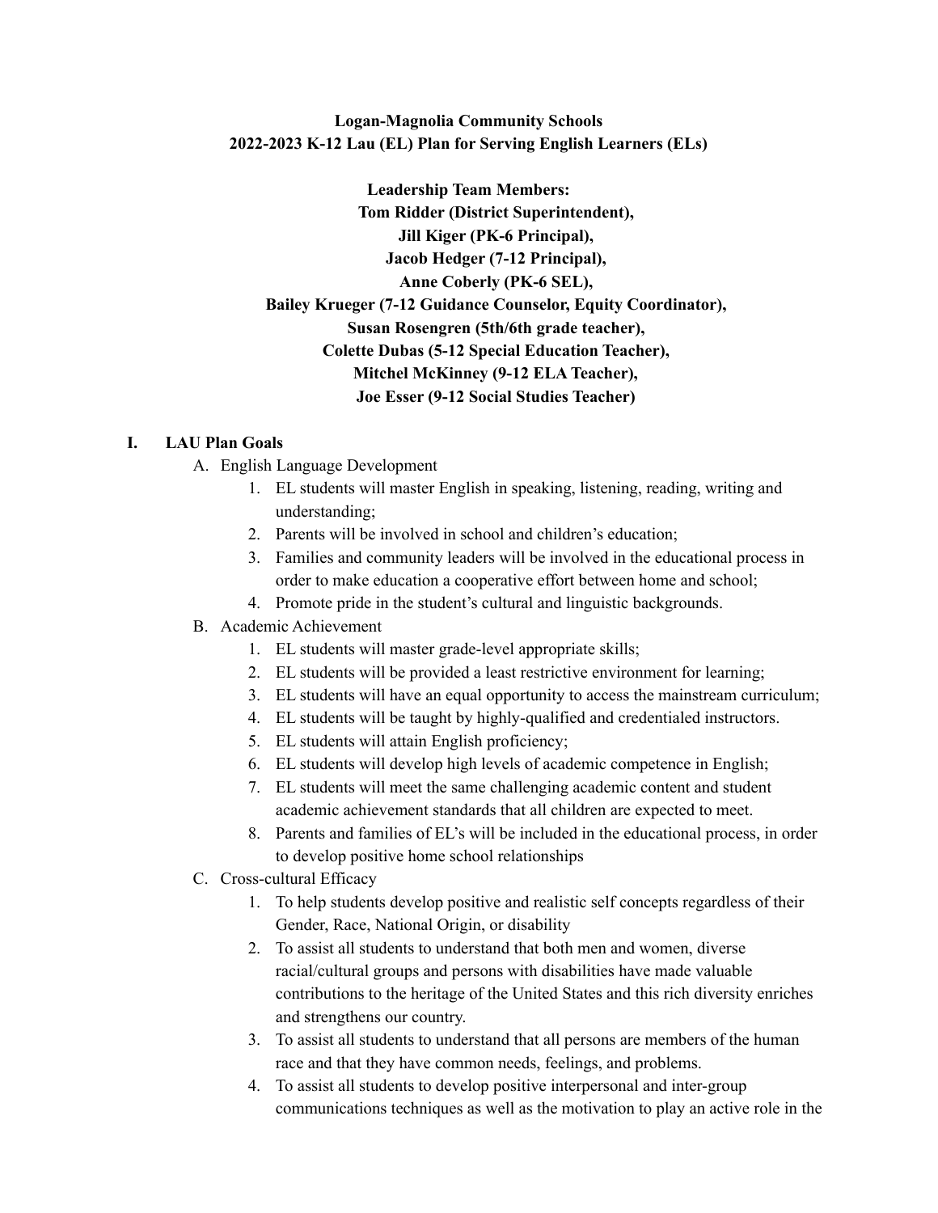**Logan-Magnolia Community Schools**
**2022-2023 K-12 Lau (EL) Plan for Serving English Learners (ELs)**

**Leadership Team Members:**
**Tom Ridder (District Superintendent),**
**Jill Kiger (PK-6 Principal),**
**Jacob Hedger (7-12 Principal),**
**Anne Coberly (PK-6 SEL),**
**Bailey Krueger (7-12 Guidance Counselor, Equity Coordinator),**
**Susan Rosengren (5th/6th grade teacher),**
**Colette Dubas (5-12 Special Education Teacher),**
**Mitchel McKinney (9-12 ELA Teacher),**
**Joe Esser (9-12 Social Studies Teacher)**

## I. LAU Plan Goals

A. English Language Development
   1. EL students will master English in speaking, listening, reading, writing and understanding;
   2. Parents will be involved in school and children's education;
   3. Families and community leaders will be involved in the educational process in order to make education a cooperative effort between home and school;
   4. Promote pride in the student's cultural and linguistic backgrounds.

B. Academic Achievement
   1. EL students will master grade-level appropriate skills;
   2. EL students will be provided a least restrictive environment for learning;
   3. EL students will have an equal opportunity to access the mainstream curriculum;
   4. EL students will be taught by highly-qualified and credentialed instructors.
   5. EL students will attain English proficiency;
   6. EL students will develop high levels of academic competence in English;
   7. EL students will meet the same challenging academic content and student academic achievement standards that all children are expected to meet.
   8. Parents and families of EL's will be included in the educational process, in order to develop positive home school relationships

C. Cross-cultural Efficacy
   1. To help students develop positive and realistic self concepts regardless of their Gender, Race, National Origin, or disability
   2. To assist all students to understand that both men and women, diverse racial/cultural groups and persons with disabilities have made valuable contributions to the heritage of the United States and this rich diversity enriches and strengthens our country.
   3. To assist all students to understand that all persons are members of the human race and that they have common needs, feelings, and problems.
   4. To assist all students to develop positive interpersonal and inter-group communications techniques as well as the motivation to play an active role in the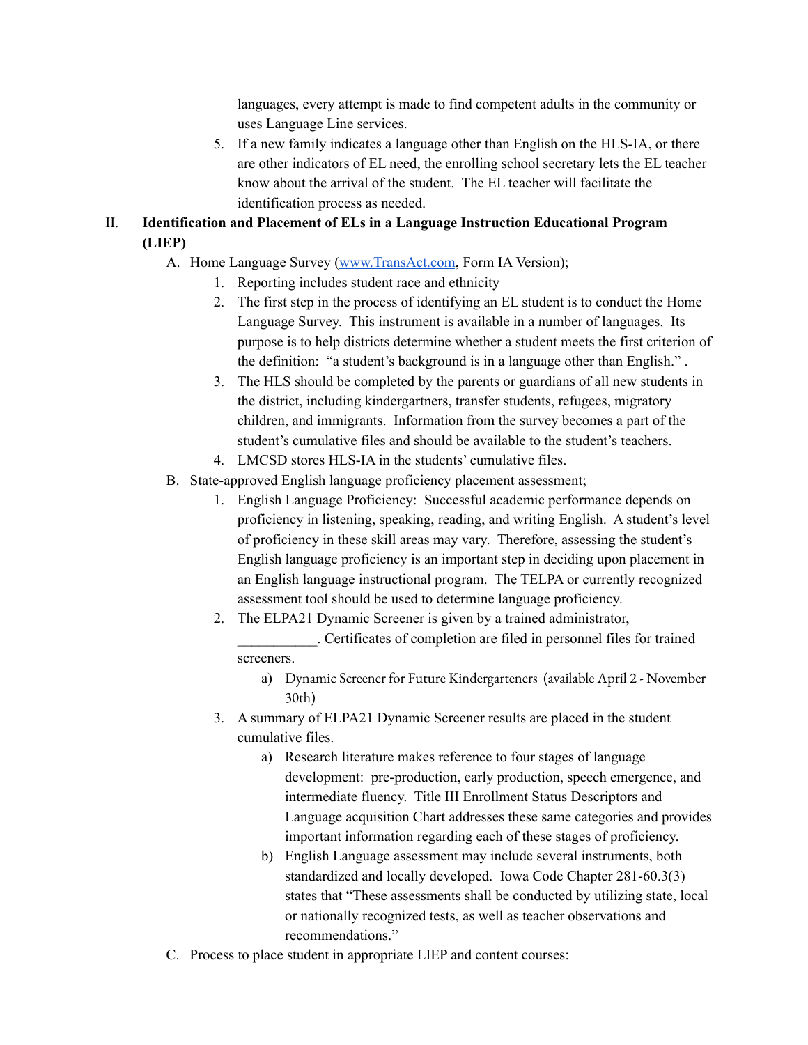languages, every attempt is made to find competent adults in the community or uses Language Line services.

5. If a new family indicates a language other than English on the HLS-IA, or there are other indicators of EL need, the enrolling school secretary lets the EL teacher know about the arrival of the student. The EL teacher will facilitate the identification process as needed.

II. **Identification and Placement of ELs in a Language Instruction Educational Program (LIEP)**

   A. Home Language Survey ([www.TransAct.com](http://www.TransAct.com), Form IA Version);

      1. Reporting includes student race and ethnicity
      2. The first step in the process of identifying an EL student is to conduct the Home Language Survey. This instrument is available in a number of languages. Its purpose is to help districts determine whether a student meets the first criterion of the definition: "a student's background is in a language other than English." .
      3. The HLS should be completed by the parents or guardians of all new students in the district, including kindergartners, transfer students, refugees, migratory children, and immigrants. Information from the survey becomes a part of the student's cumulative files and should be available to the student's teachers.
      4. LMCSD stores HLS-IA in the students' cumulative files.

   B. State-approved English language proficiency placement assessment;

      1. English Language Proficiency: Successful academic performance depends on proficiency in listening, speaking, reading, and writing English. A student's level of proficiency in these skill areas may vary. Therefore, assessing the student's English language proficiency is an important step in deciding upon placement in an English language instructional program. The TELPA or currently recognized assessment tool should be used to determine language proficiency.
      2. The ELPA21 Dynamic Screener is given by a trained administrator, ___________. Certificates of completion are filed in personnel files for trained screeners.
         a) Dynamic Screener for Future Kindergarteners (available April 2 - November 30th)
      3. A summary of ELPA21 Dynamic Screener results are placed in the student cumulative files.
         a) Research literature makes reference to four stages of language development: pre-production, early production, speech emergence, and intermediate fluency. Title III Enrollment Status Descriptors and Language acquisition Chart addresses these same categories and provides important information regarding each of these stages of proficiency.
         b) English Language assessment may include several instruments, both standardized and locally developed. Iowa Code Chapter 281-60.3(3) states that "These assessments shall be conducted by utilizing state, local or nationally recognized tests, as well as teacher observations and recommendations."

   C. Process to place student in appropriate LIEP and content courses: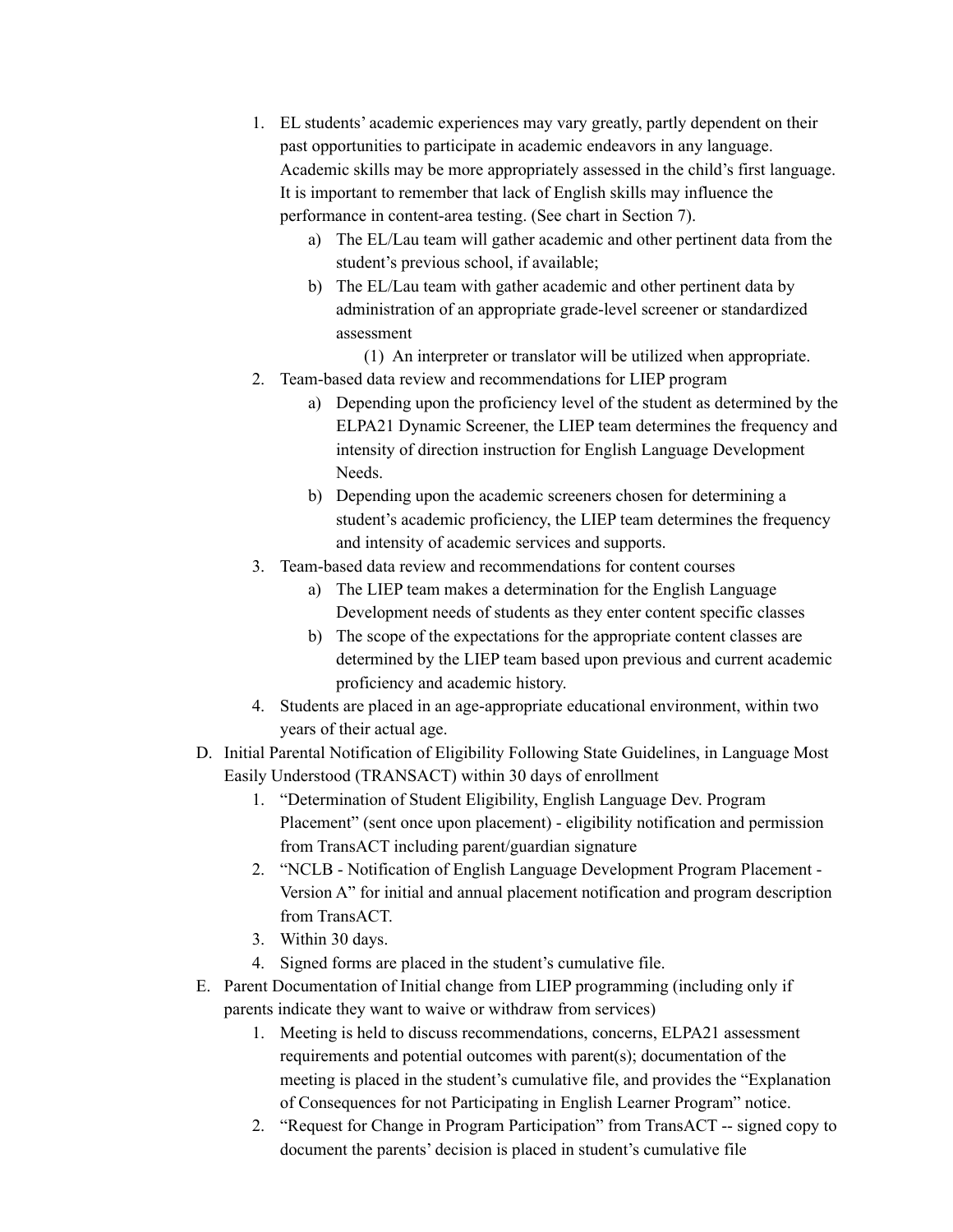1. EL students' academic experiences may vary greatly, partly dependent on their past opportunities to participate in academic endeavors in any language. Academic skills may be more appropriately assessed in the child's first language. It is important to remember that lack of English skills may influence the performance in content-area testing. (See chart in Section 7).
    a) The EL/Lau team will gather academic and other pertinent data from the student's previous school, if available;
    b) The EL/Lau team with gather academic and other pertinent data by administration of an appropriate grade-level screener or standardized assessment
        (1) An interpreter or translator will be utilized when appropriate.
2. Team-based data review and recommendations for LIEP program
    a) Depending upon the proficiency level of the student as determined by the ELPA21 Dynamic Screener, the LIEP team determines the frequency and intensity of direction instruction for English Language Development Needs.
    b) Depending upon the academic screeners chosen for determining a student's academic proficiency, the LIEP team determines the frequency and intensity of academic services and supports.
3. Team-based data review and recommendations for content courses
    a) The LIEP team makes a determination for the English Language Development needs of students as they enter content specific classes
    b) The scope of the expectations for the appropriate content classes are determined by the LIEP team based upon previous and current academic proficiency and academic history.
4. Students are placed in an age-appropriate educational environment, within two years of their actual age.

D. Initial Parental Notification of Eligibility Following State Guidelines, in Language Most Easily Understood (TRANSACT) within 30 days of enrollment
    1. "Determination of Student Eligibility, English Language Dev. Program Placement" (sent once upon placement) - eligibility notification and permission from TransACT including parent/guardian signature
    2. "NCLB - Notification of English Language Development Program Placement - Version A" for initial and annual placement notification and program description from TransACT.
    3. Within 30 days.
    4. Signed forms are placed in the student's cumulative file.

E. Parent Documentation of Initial change from LIEP programming (including only if parents indicate they want to waive or withdraw from services)
    1. Meeting is held to discuss recommendations, concerns, ELPA21 assessment requirements and potential outcomes with parent(s); documentation of the meeting is placed in the student's cumulative file, and provides the "Explanation of Consequences for not Participating in English Learner Program" notice.
    2. "Request for Change in Program Participation" from TransACT -- signed copy to document the parents' decision is placed in student's cumulative file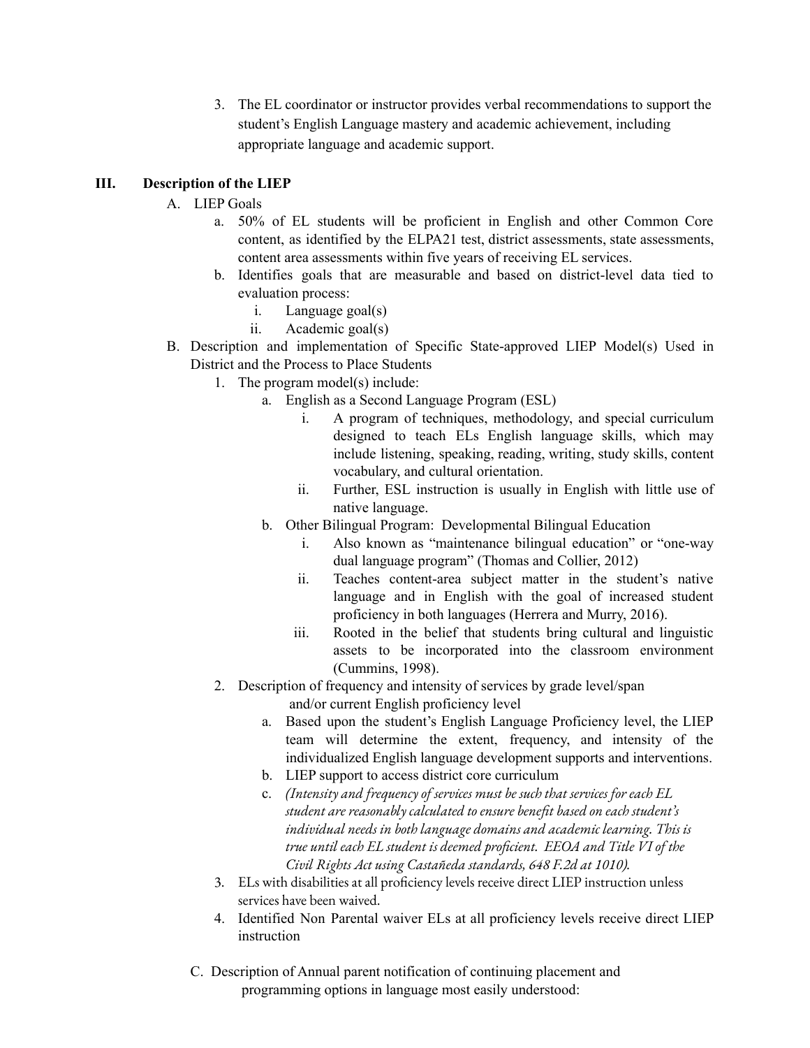3. The EL coordinator or instructor provides verbal recommendations to support the student's English Language mastery and academic achievement, including appropriate language and academic support.

## III. Description of the LIEP

A. LIEP Goals

   a. 50% of EL students will be proficient in English and other Common Core content, as identified by the ELPA21 test, district assessments, state assessments, content area assessments within five years of receiving EL services.

   b. Identifies goals that are measurable and based on district-level data tied to evaluation process:

      i. Language goal(s)

      ii. Academic goal(s)

B. Description and implementation of Specific State-approved LIEP Model(s) Used in District and the Process to Place Students

   1. The program model(s) include:

      a. English as a Second Language Program (ESL)

         i. A program of techniques, methodology, and special curriculum designed to teach ELs English language skills, which may include listening, speaking, reading, writing, study skills, content vocabulary, and cultural orientation.

         ii. Further, ESL instruction is usually in English with little use of native language.

      b. Other Bilingual Program: Developmental Bilingual Education

         i. Also known as "maintenance bilingual education" or "one-way dual language program" (Thomas and Collier, 2012)

         ii. Teaches content-area subject matter in the student's native language and in English with the goal of increased student proficiency in both languages (Herrera and Murry, 2016).

         iii. Rooted in the belief that students bring cultural and linguistic assets to be incorporated into the classroom environment (Cummins, 1998).

   2. Description of frequency and intensity of services by grade level/span and/or current English proficiency level

      a. Based upon the student's English Language Proficiency level, the LIEP team will determine the extent, frequency, and intensity of the individualized English language development supports and interventions.

      b. LIEP support to access district core curriculum

      c. *(Intensity and frequency of services must be such that services for each EL student are reasonably calculated to ensure benefit based on each student's individual needs in both language domains and academic learning. This is true until each EL student is deemed proficient. EEOA and Title VI of the Civil Rights Act using Castañeda standards, 648 F.2d at 1010).*

   3. ELs with disabilities at all proficiency levels receive direct LIEP instruction unless services have been waived.

   4. Identified Non Parental waiver ELs at all proficiency levels receive direct LIEP instruction

C. Description of Annual parent notification of continuing placement and programming options in language most easily understood: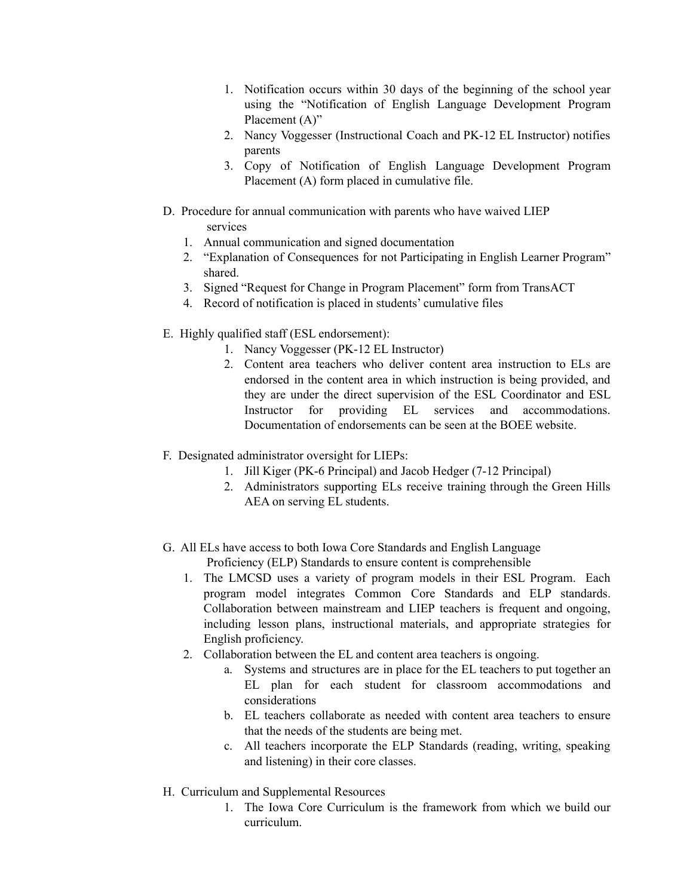1. Notification occurs within 30 days of the beginning of the school year using the "Notification of English Language Development Program Placement (A)"
2. Nancy Voggesser (Instructional Coach and PK-12 EL Instructor) notifies parents
3. Copy of Notification of English Language Development Program Placement (A) form placed in cumulative file.

D. Procedure for annual communication with parents who have waived LIEP services

1. Annual communication and signed documentation
2. "Explanation of Consequences for not Participating in English Learner Program" shared.
3. Signed "Request for Change in Program Placement" form from TransACT
4. Record of notification is placed in students' cumulative files

E. Highly qualified staff (ESL endorsement):

1. Nancy Voggesser (PK-12 EL Instructor)
2. Content area teachers who deliver content area instruction to ELs are endorsed in the content area in which instruction is being provided, and they are under the direct supervision of the ESL Coordinator and ESL Instructor for providing EL services and accommodations. Documentation of endorsements can be seen at the BOEE website.

F. Designated administrator oversight for LIEPs:

1. Jill Kiger (PK-6 Principal) and Jacob Hedger (7-12 Principal)
2. Administrators supporting ELs receive training through the Green Hills AEA on serving EL students.

G. All ELs have access to both Iowa Core Standards and English Language Proficiency (ELP) Standards to ensure content is comprehensible

1. The LMCSD uses a variety of program models in their ESL Program. Each program model integrates Common Core Standards and ELP standards. Collaboration between mainstream and LIEP teachers is frequent and ongoing, including lesson plans, instructional materials, and appropriate strategies for English proficiency.
2. Collaboration between the EL and content area teachers is ongoing.
   a. Systems and structures are in place for the EL teachers to put together an EL plan for each student for classroom accommodations and considerations
   b. EL teachers collaborate as needed with content area teachers to ensure that the needs of the students are being met.
   c. All teachers incorporate the ELP Standards (reading, writing, speaking and listening) in their core classes.

H. Curriculum and Supplemental Resources

1. The Iowa Core Curriculum is the framework from which we build our curriculum.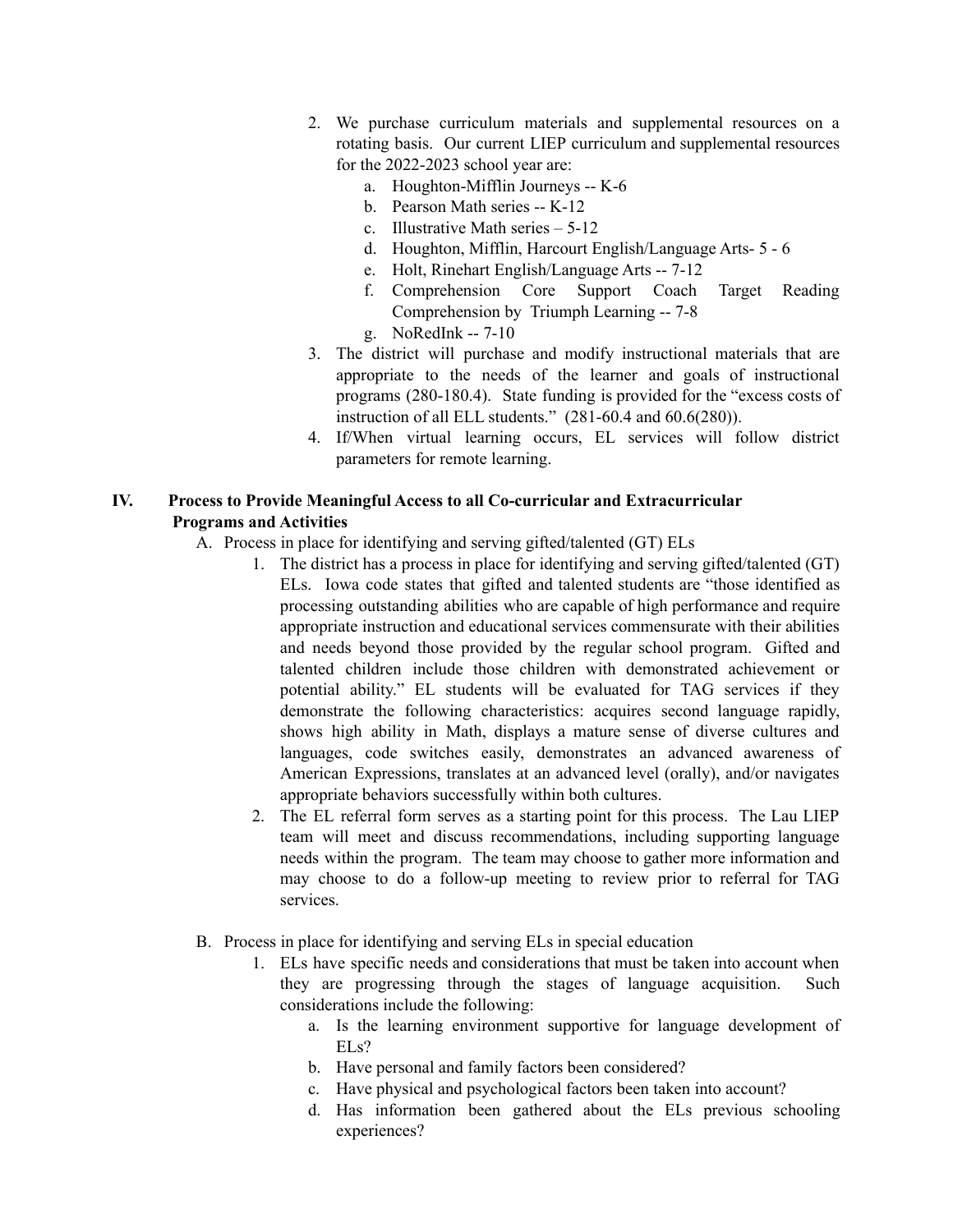2. We purchase curriculum materials and supplemental resources on a rotating basis. Our current LIEP curriculum and supplemental resources for the 2022-2023 school year are:
    a. Houghton-Mifflin Journeys -- K-6
    b. Pearson Math series -- K-12
    c. Illustrative Math series – 5-12
    d. Houghton, Mifflin, Harcourt English/Language Arts- 5 - 6
    e. Holt, Rinehart English/Language Arts -- 7-12
    f. Comprehension Core Support Coach Target Reading Comprehension by Triumph Learning -- 7-8
    g. NoRedInk -- 7-10
3. The district will purchase and modify instructional materials that are appropriate to the needs of the learner and goals of instructional programs (280-180.4). State funding is provided for the "excess costs of instruction of all ELL students." (281-60.4 and 60.6(280)).
4. If/When virtual learning occurs, EL services will follow district parameters for remote learning.

## IV. Process to Provide Meaningful Access to all Co-curricular and Extracurricular Programs and Activities

A. Process in place for identifying and serving gifted/talented (GT) ELs

1. The district has a process in place for identifying and serving gifted/talented (GT) ELs. Iowa code states that gifted and talented students are "those identified as processing outstanding abilities who are capable of high performance and require appropriate instruction and educational services commensurate with their abilities and needs beyond those provided by the regular school program. Gifted and talented children include those children with demonstrated achievement or potential ability." EL students will be evaluated for TAG services if they demonstrate the following characteristics: acquires second language rapidly, shows high ability in Math, displays a mature sense of diverse cultures and languages, code switches easily, demonstrates an advanced awareness of American Expressions, translates at an advanced level (orally), and/or navigates appropriate behaviors successfully within both cultures.
2. The EL referral form serves as a starting point for this process. The Lau LIEP team will meet and discuss recommendations, including supporting language needs within the program. The team may choose to gather more information and may choose to do a follow-up meeting to review prior to referral for TAG services.

B. Process in place for identifying and serving ELs in special education

1. ELs have specific needs and considerations that must be taken into account when they are progressing through the stages of language acquisition. Such considerations include the following:
    a. Is the learning environment supportive for language development of ELs?
    b. Have personal and family factors been considered?
    c. Have physical and psychological factors been taken into account?
    d. Has information been gathered about the ELs previous schooling experiences?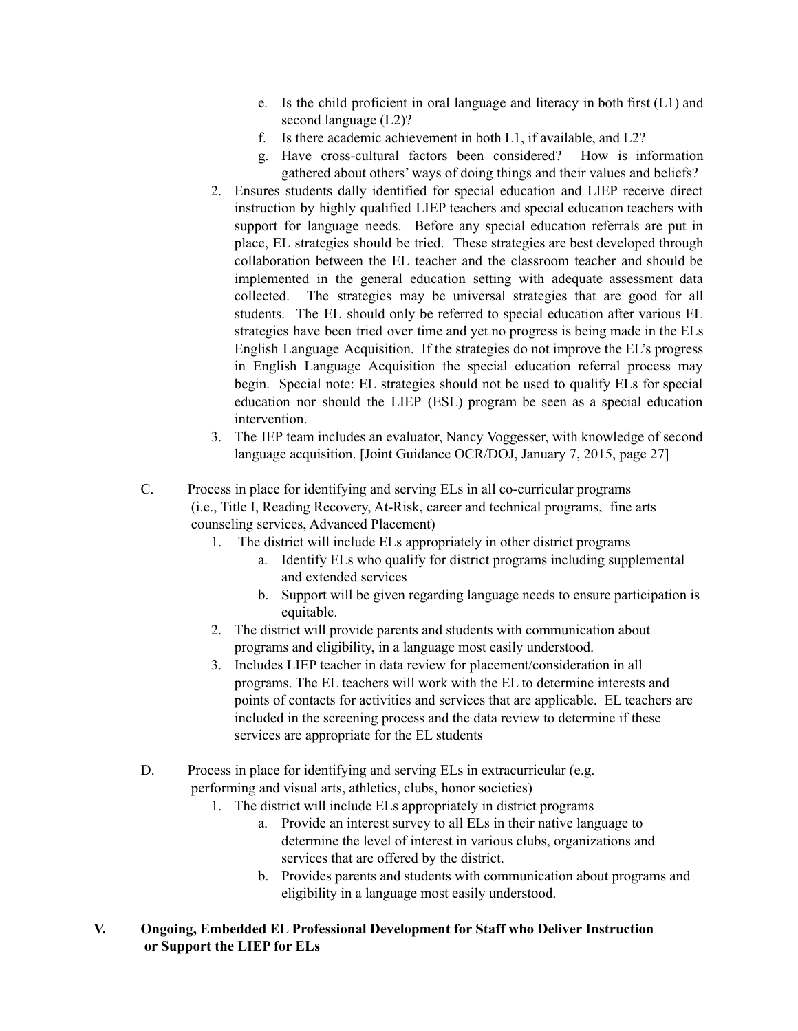e. Is the child proficient in oral language and literacy in both first (L1) and second language (L2)?
   f. Is there academic achievement in both L1, if available, and L2?
   g. Have cross-cultural factors been considered? How is information gathered about others' ways of doing things and their values and beliefs?
2. Ensures students dally identified for special education and LIEP receive direct instruction by highly qualified LIEP teachers and special education teachers with support for language needs. Before any special education referrals are put in place, EL strategies should be tried. These strategies are best developed through collaboration between the EL teacher and the classroom teacher and should be implemented in the general education setting with adequate assessment data collected. The strategies may be universal strategies that are good for all students. The EL should only be referred to special education after various EL strategies have been tried over time and yet no progress is being made in the ELs English Language Acquisition. If the strategies do not improve the EL's progress in English Language Acquisition the special education referral process may begin. Special note: EL strategies should not be used to qualify ELs for special education nor should the LIEP (ESL) program be seen as a special education intervention.
3. The IEP team includes an evaluator, Nancy Voggesser, with knowledge of second language acquisition. [Joint Guidance OCR/DOJ, January 7, 2015, page 27]

C. Process in place for identifying and serving ELs in all co-curricular programs (i.e., Title I, Reading Recovery, At-Risk, career and technical programs, fine arts counseling services, Advanced Placement)
   1. The district will include ELs appropriately in other district programs
      a. Identify ELs who qualify for district programs including supplemental and extended services
      b. Support will be given regarding language needs to ensure participation is equitable.
   2. The district will provide parents and students with communication about programs and eligibility, in a language most easily understood.
   3. Includes LIEP teacher in data review for placement/consideration in all programs. The EL teachers will work with the EL to determine interests and points of contacts for activities and services that are applicable. EL teachers are included in the screening process and the data review to determine if these services are appropriate for the EL students

D. Process in place for identifying and serving ELs in extracurricular (e.g. performing and visual arts, athletics, clubs, honor societies)
   1. The district will include ELs appropriately in district programs
      a. Provide an interest survey to all ELs in their native language to determine the level of interest in various clubs, organizations and services that are offered by the district.
      b. Provides parents and students with communication about programs and eligibility in a language most easily understood.

## V. Ongoing, Embedded EL Professional Development for Staff who Deliver Instruction or Support the LIEP for ELs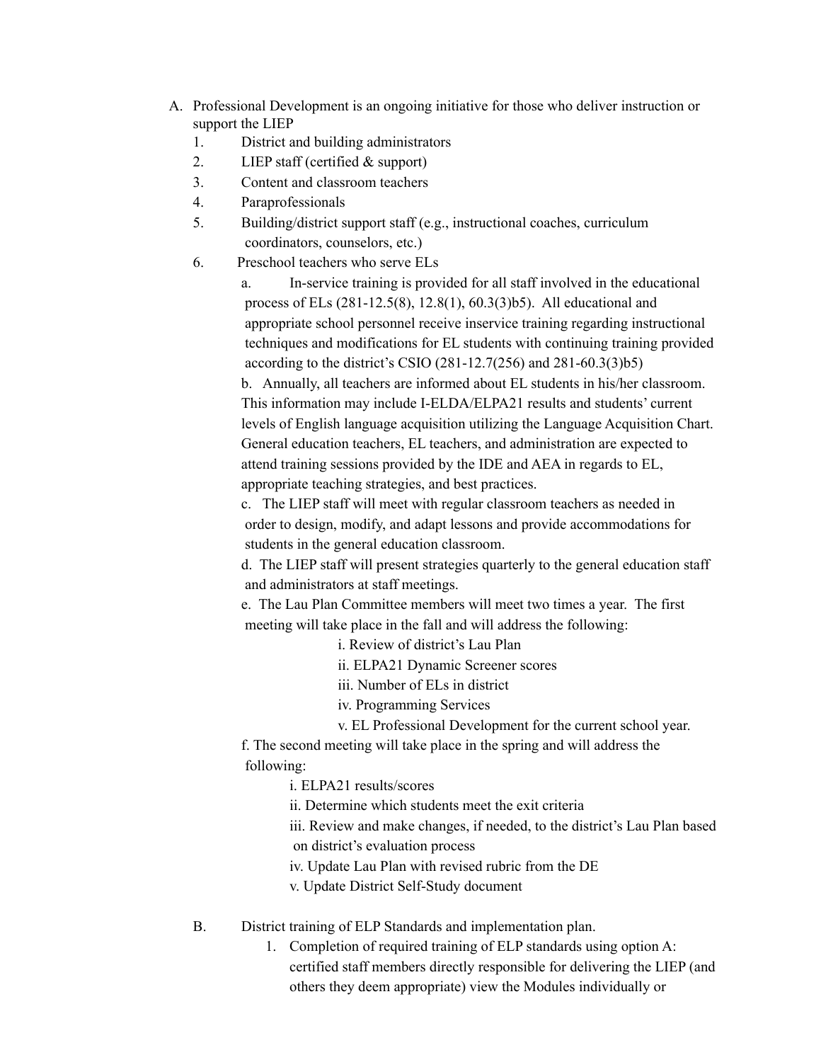A. Professional Development is an ongoing initiative for those who deliver instruction or support the LIEP
   1. District and building administrators
   2. LIEP staff (certified & support)
   3. Content and classroom teachers
   4. Paraprofessionals
   5. Building/district support staff (e.g., instructional coaches, curriculum coordinators, counselors, etc.)
   6. Preschool teachers who serve ELs
      a. In-service training is provided for all staff involved in the educational process of ELs (281-12.5(8), 12.8(1), 60.3(3)b5). All educational and appropriate school personnel receive inservice training regarding instructional techniques and modifications for EL students with continuing training provided according to the district's CSIO (281-12.7(256) and 281-60.3(3)b5)
      b. Annually, all teachers are informed about EL students in his/her classroom. This information may include I-ELDA/ELPA21 results and students' current levels of English language acquisition utilizing the Language Acquisition Chart. General education teachers, EL teachers, and administration are expected to attend training sessions provided by the IDE and AEA in regards to EL, appropriate teaching strategies, and best practices.
      c. The LIEP staff will meet with regular classroom teachers as needed in order to design, modify, and adapt lessons and provide accommodations for students in the general education classroom.
      d. The LIEP staff will present strategies quarterly to the general education staff and administrators at staff meetings.
      e. The Lau Plan Committee members will meet two times a year. The first meeting will take place in the fall and will address the following:
         i. Review of district's Lau Plan
         ii. ELPA21 Dynamic Screener scores
         iii. Number of ELs in district
         iv. Programming Services
         v. EL Professional Development for the current school year.
      f. The second meeting will take place in the spring and will address the following:
         i. ELPA21 results/scores
         ii. Determine which students meet the exit criteria
         iii. Review and make changes, if needed, to the district's Lau Plan based on district's evaluation process
         iv. Update Lau Plan with revised rubric from the DE
         v. Update District Self-Study document

B. District training of ELP Standards and implementation plan.
   1. Completion of required training of ELP standards using option A: certified staff members directly responsible for delivering the LIEP (and others they deem appropriate) view the Modules individually or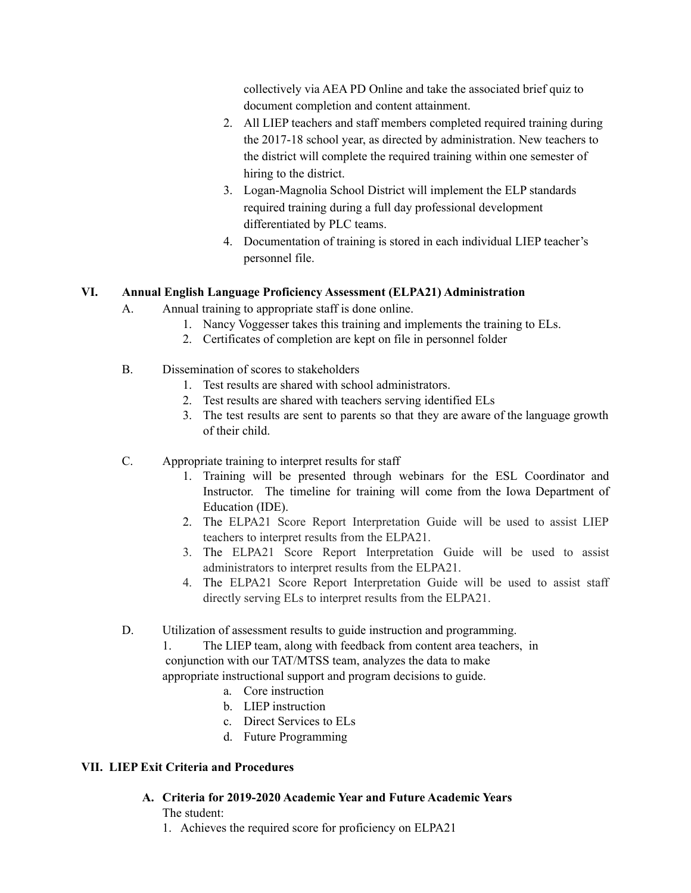collectively via AEA PD Online and take the associated brief quiz to document completion and content attainment.

2. All LIEP teachers and staff members completed required training during the 2017-18 school year, as directed by administration. New teachers to the district will complete the required training within one semester of hiring to the district.
3. Logan-Magnolia School District will implement the ELP standards required training during a full day professional development differentiated by PLC teams.
4. Documentation of training is stored in each individual LIEP teacher's personnel file.

## VI. Annual English Language Proficiency Assessment (ELPA21) Administration

A. Annual training to appropriate staff is done online.

1. Nancy Voggesser takes this training and implements the training to ELs.
2. Certificates of completion are kept on file in personnel folder

B. Dissemination of scores to stakeholders

1. Test results are shared with school administrators.
2. Test results are shared with teachers serving identified ELs
3. The test results are sent to parents so that they are aware of the language growth of their child.

C. Appropriate training to interpret results for staff

1. Training will be presented through webinars for the ESL Coordinator and Instructor. The timeline for training will come from the Iowa Department of Education (IDE).
2. The ELPA21 Score Report Interpretation Guide will be used to assist LIEP teachers to interpret results from the ELPA21.
3. The ELPA21 Score Report Interpretation Guide will be used to assist administrators to interpret results from the ELPA21.
4. The ELPA21 Score Report Interpretation Guide will be used to assist staff directly serving ELs to interpret results from the ELPA21.

D. Utilization of assessment results to guide instruction and programming.

1. The LIEP team, along with feedback from content area teachers, in conjunction with our TAT/MTSS team, analyzes the data to make appropriate instructional support and program decisions to guide.
   a. Core instruction
   b. LIEP instruction
   c. Direct Services to ELs
   d. Future Programming

## VII. LIEP Exit Criteria and Procedures

### A. Criteria for 2019-2020 Academic Year and Future Academic Years

The student:

1. Achieves the required score for proficiency on ELPA21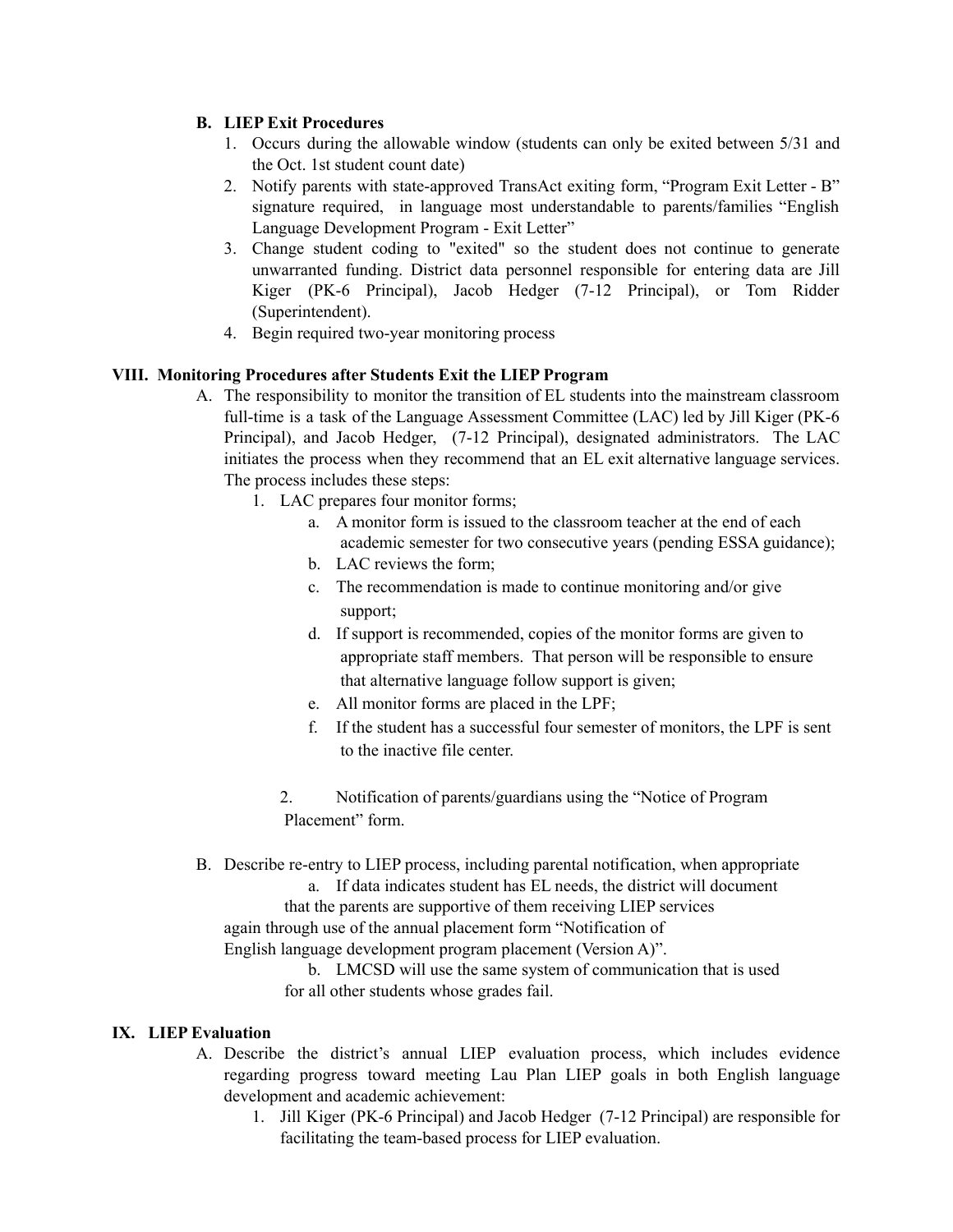**B. LIEP Exit Procedures**

1. Occurs during the allowable window (students can only be exited between 5/31 and the Oct. 1st student count date)
2. Notify parents with state-approved TransAct exiting form, "Program Exit Letter - B" signature required, in language most understandable to parents/families "English Language Development Program - Exit Letter"
3. Change student coding to "exited" so the student does not continue to generate unwarranted funding. District data personnel responsible for entering data are Jill Kiger (PK-6 Principal), Jacob Hedger (7-12 Principal), or Tom Ridder (Superintendent).
4. Begin required two-year monitoring process

## VIII. Monitoring Procedures after Students Exit the LIEP Program

A. The responsibility to monitor the transition of EL students into the mainstream classroom full-time is a task of the Language Assessment Committee (LAC) led by Jill Kiger (PK-6 Principal), and Jacob Hedger, (7-12 Principal), designated administrators. The LAC initiates the process when they recommend that an EL exit alternative language services. The process includes these steps:

1. LAC prepares four monitor forms;
   a. A monitor form is issued to the classroom teacher at the end of each academic semester for two consecutive years (pending ESSA guidance);
   b. LAC reviews the form;
   c. The recommendation is made to continue monitoring and/or give support;
   d. If support is recommended, copies of the monitor forms are given to appropriate staff members. That person will be responsible to ensure that alternative language follow support is given;
   e. All monitor forms are placed in the LPF;
   f. If the student has a successful four semester of monitors, the LPF is sent to the inactive file center.

2. Notification of parents/guardians using the "Notice of Program Placement" form.

B. Describe re-entry to LIEP process, including parental notification, when appropriate

   a. If data indicates student has EL needs, the district will document that the parents are supportive of them receiving LIEP services again through use of the annual placement form "Notification of English language development program placement (Version A)".

   b. LMCSD will use the same system of communication that is used for all other students whose grades fail.

## IX. LIEP Evaluation

A. Describe the district's annual LIEP evaluation process, which includes evidence regarding progress toward meeting Lau Plan LIEP goals in both English language development and academic achievement:

1. Jill Kiger (PK-6 Principal) and Jacob Hedger (7-12 Principal) are responsible for facilitating the team-based process for LIEP evaluation.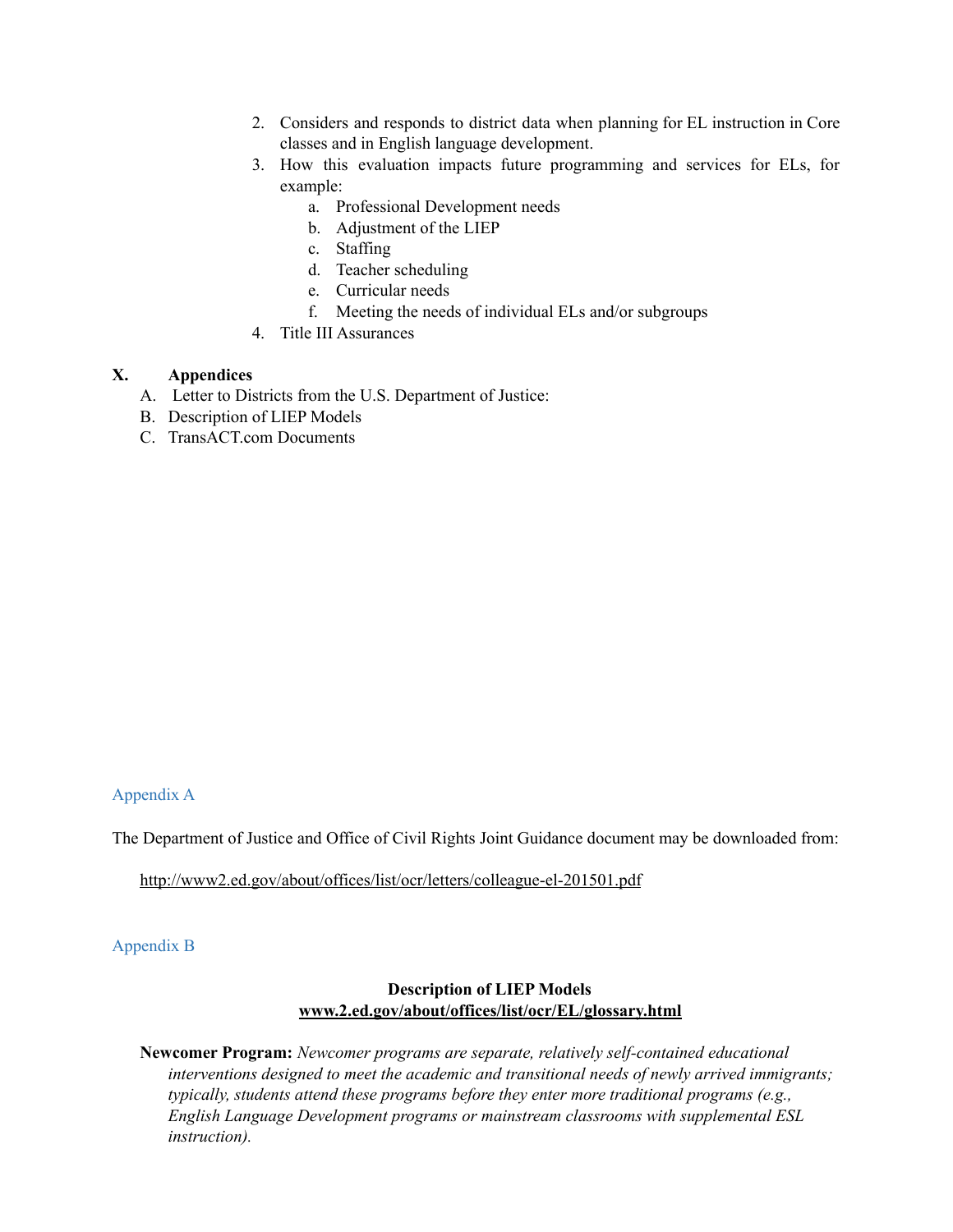2. Considers and responds to district data when planning for EL instruction in Core classes and in English language development.
3. How this evaluation impacts future programming and services for ELs, for example:
    a. Professional Development needs
    b. Adjustment of the LIEP
    c. Staffing
    d. Teacher scheduling
    e. Curricular needs
    f. Meeting the needs of individual ELs and/or subgroups
4. Title III Assurances

## X. Appendices

A. Letter to Districts from the U.S. Department of Justice:
B. Description of LIEP Models
C. TransACT.com Documents

### Appendix A

The Department of Justice and Office of Civil Rights Joint Guidance document may be downloaded from:

http://www2.ed.gov/about/offices/list/ocr/letters/colleague-el-201501.pdf

### Appendix B

**Description of LIEP Models**
**www.2.ed.gov/about/offices/list/ocr/EL/glossary.html**

**Newcomer Program:** *Newcomer programs are separate, relatively self-contained educational interventions designed to meet the academic and transitional needs of newly arrived immigrants; typically, students attend these programs before they enter more traditional programs (e.g., English Language Development programs or mainstream classrooms with supplemental ESL instruction).*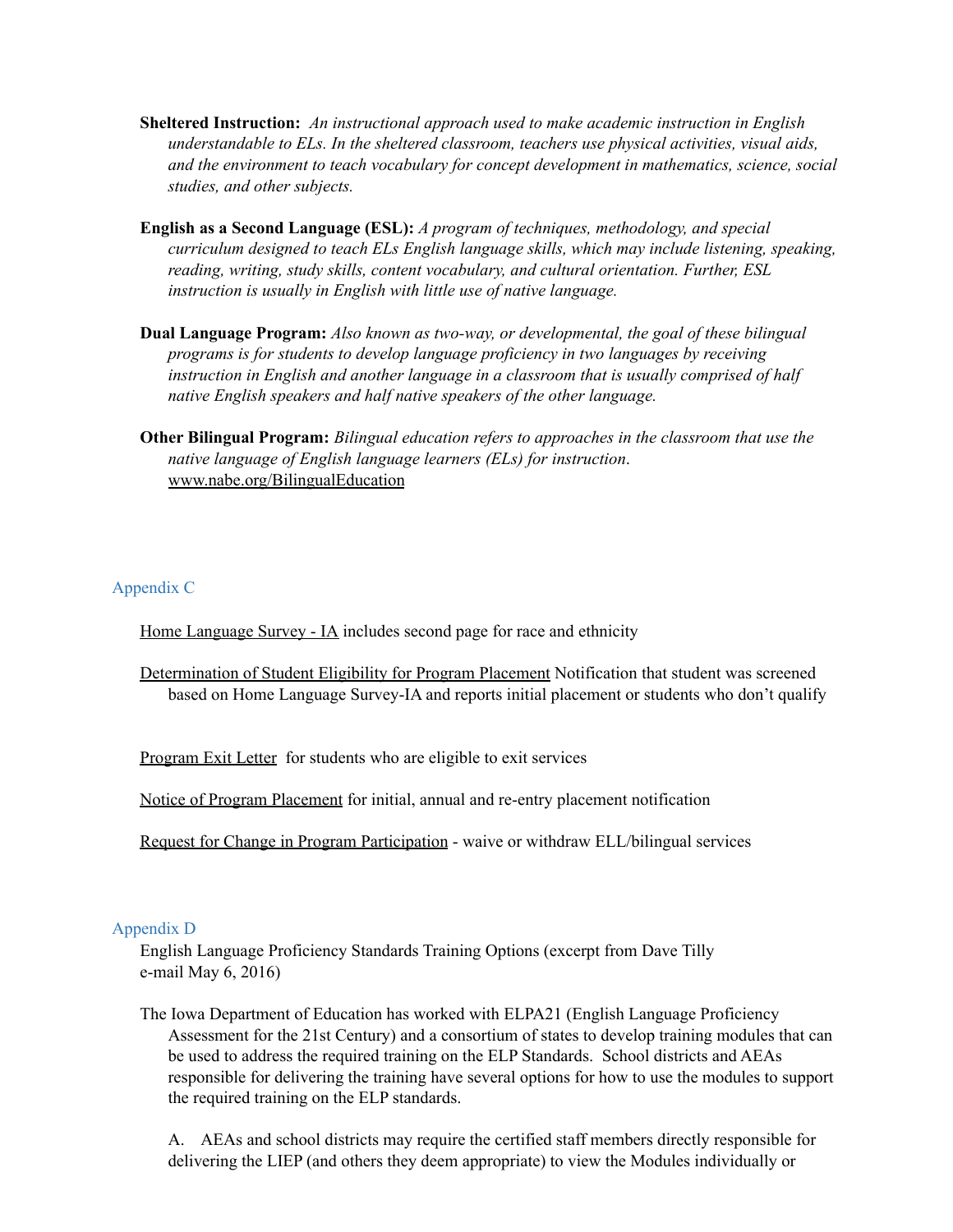**Sheltered Instruction:** *An instructional approach used to make academic instruction in English understandable to ELs. In the sheltered classroom, teachers use physical activities, visual aids, and the environment to teach vocabulary for concept development in mathematics, science, social studies, and other subjects.*

**English as a Second Language (ESL):** *A program of techniques, methodology, and special curriculum designed to teach ELs English language skills, which may include listening, speaking, reading, writing, study skills, content vocabulary, and cultural orientation. Further, ESL instruction is usually in English with little use of native language.*

**Dual Language Program:** *Also known as two-way, or developmental, the goal of these bilingual programs is for students to develop language proficiency in two languages by receiving instruction in English and another language in a classroom that is usually comprised of half native English speakers and half native speakers of the other language.*

**Other Bilingual Program:** *Bilingual education refers to approaches in the classroom that use the native language of English language learners (ELs) for instruction*. www.nabe.org/BilingualEducation

## Appendix C

Home Language Survey - IA includes second page for race and ethnicity

Determination of Student Eligibility for Program Placement Notification that student was screened based on Home Language Survey-IA and reports initial placement or students who don't qualify

Program Exit Letter for students who are eligible to exit services

Notice of Program Placement for initial, annual and re-entry placement notification

Request for Change in Program Participation - waive or withdraw ELL/bilingual services

## Appendix D

English Language Proficiency Standards Training Options (excerpt from Dave Tilly e-mail May 6, 2016)

The Iowa Department of Education has worked with ELPA21 (English Language Proficiency Assessment for the 21st Century) and a consortium of states to develop training modules that can be used to address the required training on the ELP Standards. School districts and AEAs responsible for delivering the training have several options for how to use the modules to support the required training on the ELP standards.

A. AEAs and school districts may require the certified staff members directly responsible for delivering the LIEP (and others they deem appropriate) to view the Modules individually or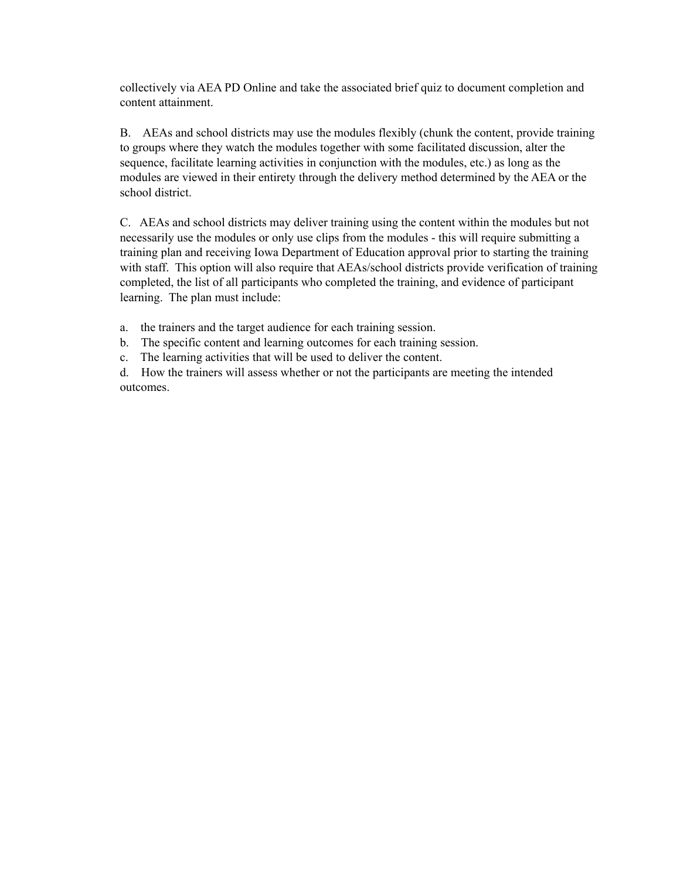collectively via AEA PD Online and take the associated brief quiz to document completion and content attainment.

B. AEAs and school districts may use the modules flexibly (chunk the content, provide training to groups where they watch the modules together with some facilitated discussion, alter the sequence, facilitate learning activities in conjunction with the modules, etc.) as long as the modules are viewed in their entirety through the delivery method determined by the AEA or the school district.

C. AEAs and school districts may deliver training using the content within the modules but not necessarily use the modules or only use clips from the modules - this will require submitting a training plan and receiving Iowa Department of Education approval prior to starting the training with staff. This option will also require that AEAs/school districts provide verification of training completed, the list of all participants who completed the training, and evidence of participant learning. The plan must include:

a. the trainers and the target audience for each training session.
b. The specific content and learning outcomes for each training session.
c. The learning activities that will be used to deliver the content.
d. How the trainers will assess whether or not the participants are meeting the intended outcomes.